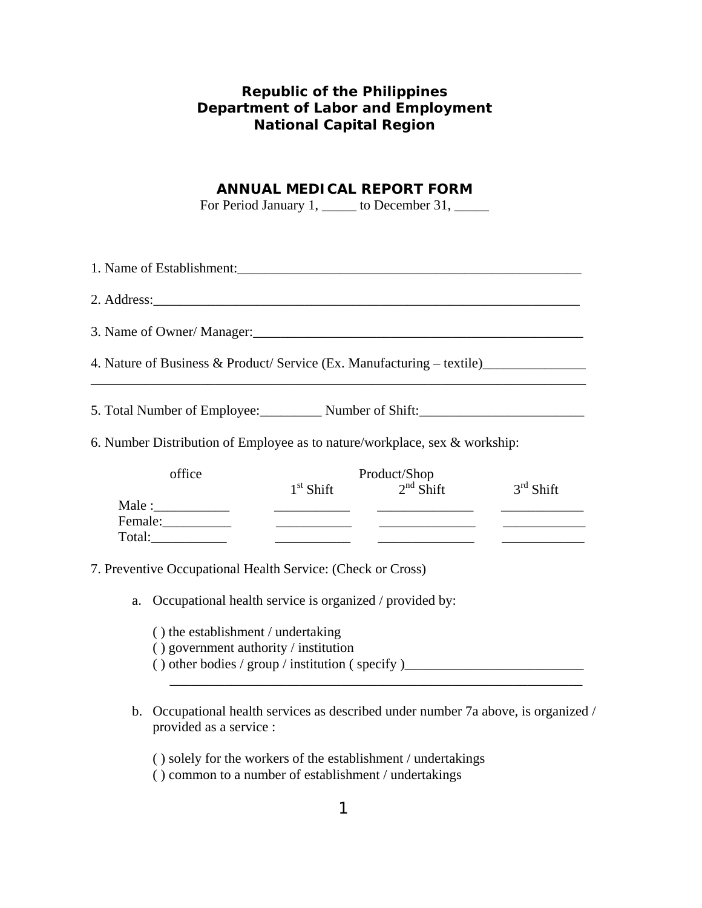**Republic of the Philippines**
**Department of Labor and Employment**
**National Capital Region**

# ANNUAL MEDICAL REPORT FORM

For Period January 1, _____ to December 31, _____

1. Name of Establishment:____________________________________________________

2. Address:_________________________________________________________________

3. Name of Owner/ Manager:___________________________________________________

4. Nature of Business & Product/ Service (Ex. Manufacturing – textile)_______________
_____________________________________________________________________________

5. Total Number of Employee:_________ Number of Shift:________________________

6. Number Distribution of Employee as to nature/workplace, sex & workship:

| | office | Product/Shop 1st Shift | 2nd Shift | 3rd Shift |
|---|---|---|---|---|
| Male : | ___________ | ___________ | ______________ | ____________ |
| Female: | __________ | ___________ | ______________ | ____________ |
| Total: | ___________ | ___________ | ______________ | ____________ |

7. Preventive Occupational Health Service: (Check or Cross)

   a. Occupational health service is organized / provided by:

      ( ) the establishment / undertaking
      ( ) government authority / institution
      ( ) other bodies / group / institution ( specify )__________________________
      _____________________________________________________________

   b. Occupational health services as described under number 7a above, is organized / provided as a service :

      ( ) solely for the workers of the establishment / undertakings
      ( ) common to a number of establishment / undertakings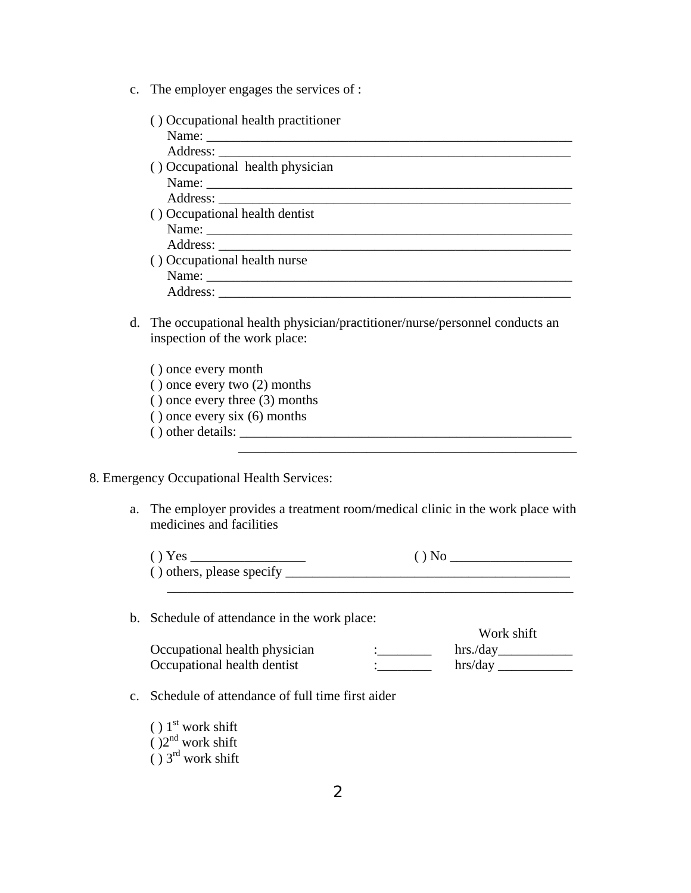c. The employer engages the services of :

   ( ) Occupational health practitioner
   Name: ________________________________________________________
   Address: ______________________________________________________
   ( ) Occupational health physician
   Name: ________________________________________________________
   Address: ______________________________________________________
   ( ) Occupational health dentist
   Name: ________________________________________________________
   Address: ______________________________________________________
   ( ) Occupational health nurse
   Name: ________________________________________________________
   Address: ______________________________________________________

d. The occupational health physician/practitioner/nurse/personnel conducts an inspection of the work place:

   ( ) once every month
   ( ) once every two (2) months
   ( ) once every three (3) months
   ( ) once every six (6) months
   ( ) other details: _____________________________________________
   ____________________________________________________

8. Emergency Occupational Health Services:

a. The employer provides a treatment room/medical clinic in the work place with medicines and facilities

   ( ) Yes _________________     ( ) No __________________
   ( ) others, please specify ___________________________________________
   ______________________________________________________________

b. Schedule of attendance in the work place:

| | | Work shift |
|---|---|---|
| Occupational health physician | :________ | hrs./day___________ |
| Occupational health dentist | :________ | hrs/day ___________ |

c. Schedule of attendance of full time first aider

   ( ) 1st work shift
   ( )2nd work shift
   ( ) 3rd work shift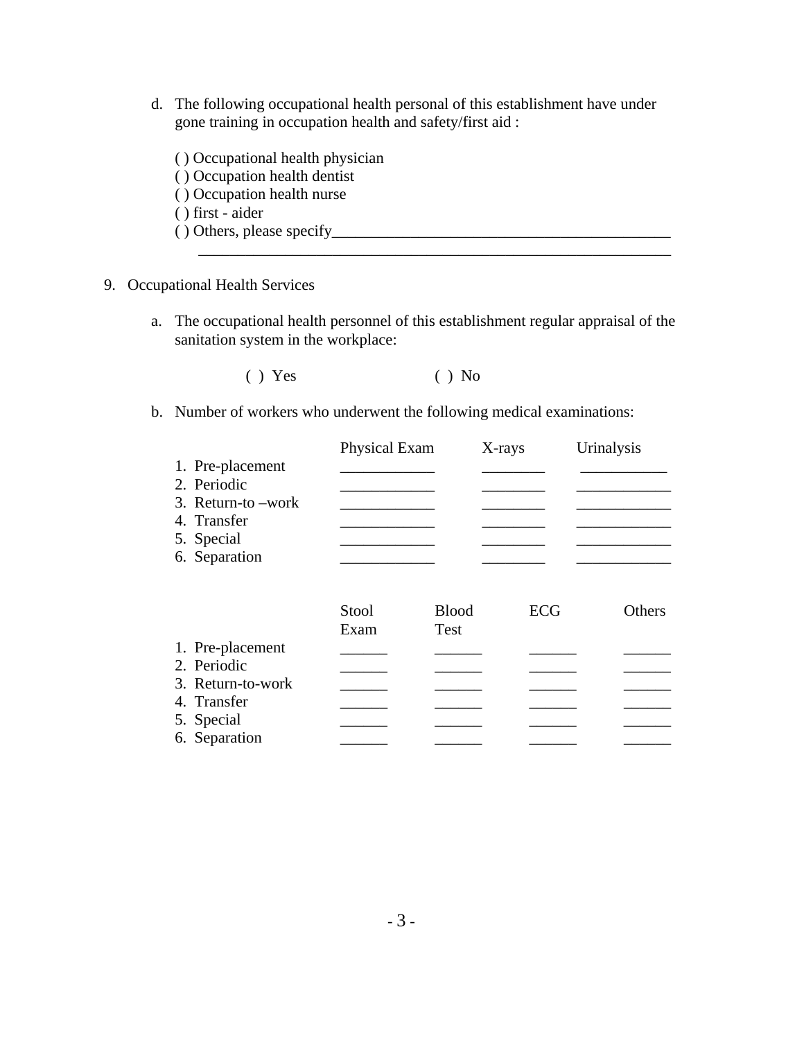d. The following occupational health personal of this establishment have under gone training in occupation health and safety/first aid :

   ( ) Occupational health physician
   ( ) Occupation health dentist
   ( ) Occupation health nurse
   ( ) first - aider
   ( ) Others, please specify____________________________________________
   ______________________________________________________________

9. Occupational Health Services

   a. The occupational health personnel of this establishment regular appraisal of the sanitation system in the workplace:

      ( ) Yes                ( ) No

   b. Number of workers who underwent the following medical examinations:

| | Physical Exam | X-rays | Urinalysis |
|---|---|---|---|
| 1. Pre-placement | ____________ | ________ | ___________ |
| 2. Periodic | ____________ | ________ | ____________ |
| 3. Return-to –work | ____________ | ________ | ____________ |
| 4. Transfer | ____________ | ________ | ____________ |
| 5. Special | ____________ | ________ | ____________ |
| 6. Separation | ____________ | ________ | ____________ |

| | Stool Exam | Blood Test | ECG | Others |
|---|---|---|---|---|
| 1. Pre-placement | ______ | ______ | ______ | ______ |
| 2. Periodic | ______ | ______ | ______ | ______ |
| 3. Return-to-work | ______ | ______ | ______ | ______ |
| 4. Transfer | ______ | ______ | ______ | ______ |
| 5. Special | ______ | ______ | ______ | ______ |
| 6. Separation | ______ | ______ | ______ | ______ |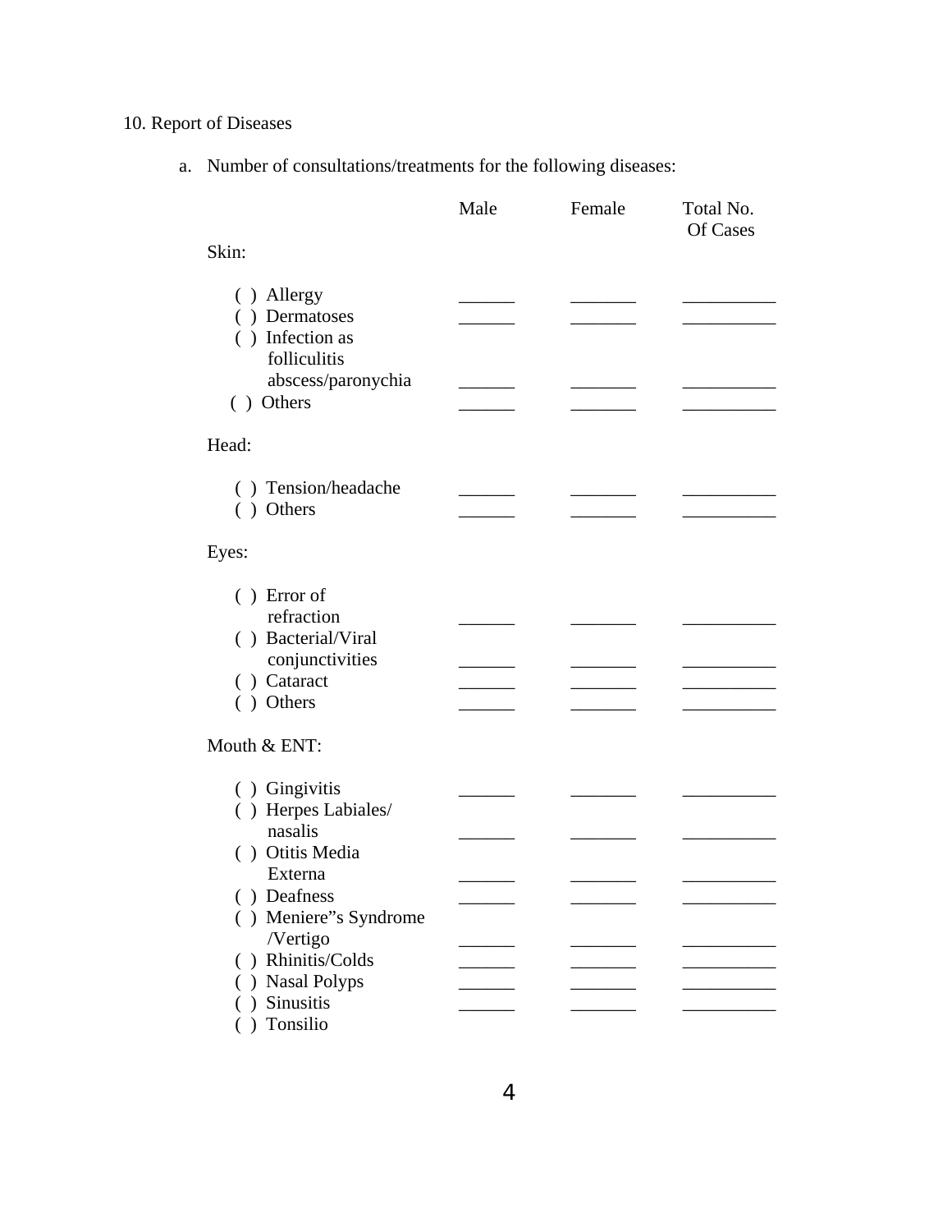10. Report of Diseases

a. Number of consultations/treatments for the following diseases:

| | Male | Female | Total No. Of Cases |
|---|---|---|---|
| **Skin:** | | | |
| ( ) Allergy | ______ | _______ | __________ |
| ( ) Dermatoses | ______ | _______ | __________ |
| ( ) Infection as folliculitis abscess/paronychia | ______ | _______ | __________ |
| ( ) Others | ______ | _______ | __________ |
| **Head:** | | | |
| ( ) Tension/headache | ______ | _______ | __________ |
| ( ) Others | ______ | _______ | __________ |
| **Eyes:** | | | |
| ( ) Error of refraction | ______ | _______ | __________ |
| ( ) Bacterial/Viral conjunctivities | ______ | _______ | __________ |
| ( ) Cataract | ______ | _______ | __________ |
| ( ) Others | ______ | _______ | __________ |
| **Mouth & ENT:** | | | |
| ( ) Gingivitis | ______ | _______ | __________ |
| ( ) Herpes Labiales/ nasalis | ______ | _______ | __________ |
| ( ) Otitis Media Externa | ______ | _______ | __________ |
| ( ) Deafness | ______ | _______ | __________ |
| ( ) Meniere"s Syndrome /Vertigo | ______ | _______ | __________ |
| ( ) Rhinitis/Colds | ______ | _______ | __________ |
| ( ) Nasal Polyps | ______ | _______ | __________ |
| ( ) Sinusitis | ______ | _______ | __________ |
| ( ) Tonsilio | | | |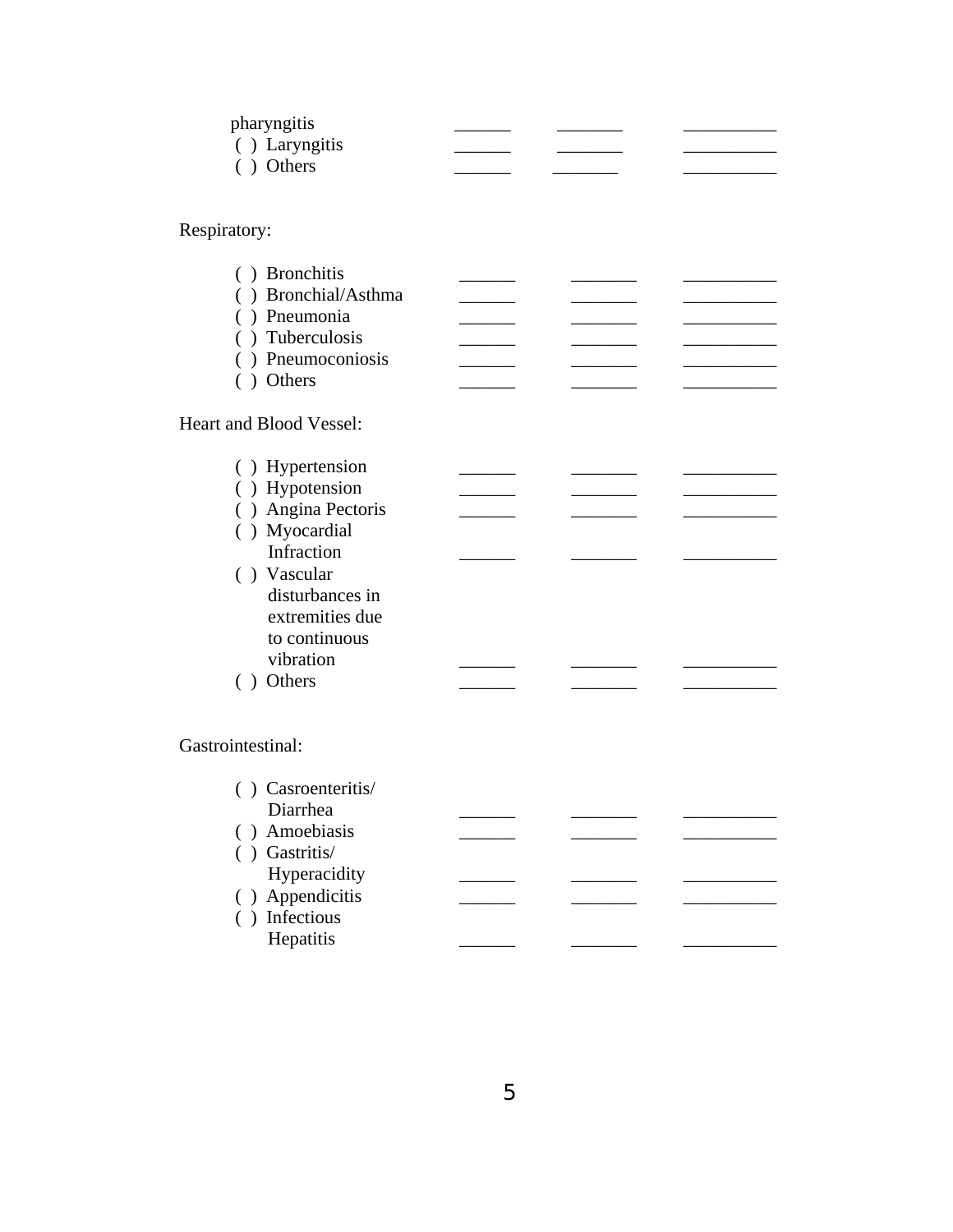pharyngitis ______ _______ __________
( ) Laryngitis ______ _______ __________
( ) Others ______ _______ __________

Respiratory:

( ) Bronchitis ______ _______ __________
( ) Bronchial/Asthma ______ _______ __________
( ) Pneumonia ______ _______ __________
( ) Tuberculosis ______ _______ __________
( ) Pneumoconiosis ______ _______ __________
( ) Others ______ _______ __________

Heart and Blood Vessel:

( ) Hypertension ______ _______ __________
( ) Hypotension ______ _______ __________
( ) Angina Pectoris ______ _______ __________
( ) Myocardial Infraction ______ _______ __________
( ) Vascular disturbances in extremities due to continuous vibration ______ _______ __________
( ) Others ______ _______ __________

Gastrointestinal:

( ) Casroenteritis/ Diarrhea ______ _______ __________
( ) Amoebiasis ______ _______ __________
( ) Gastritis/ Hyperacidity ______ _______ __________
( ) Appendicitis ______ _______ __________
( ) Infectious Hepatitis ______ _______ __________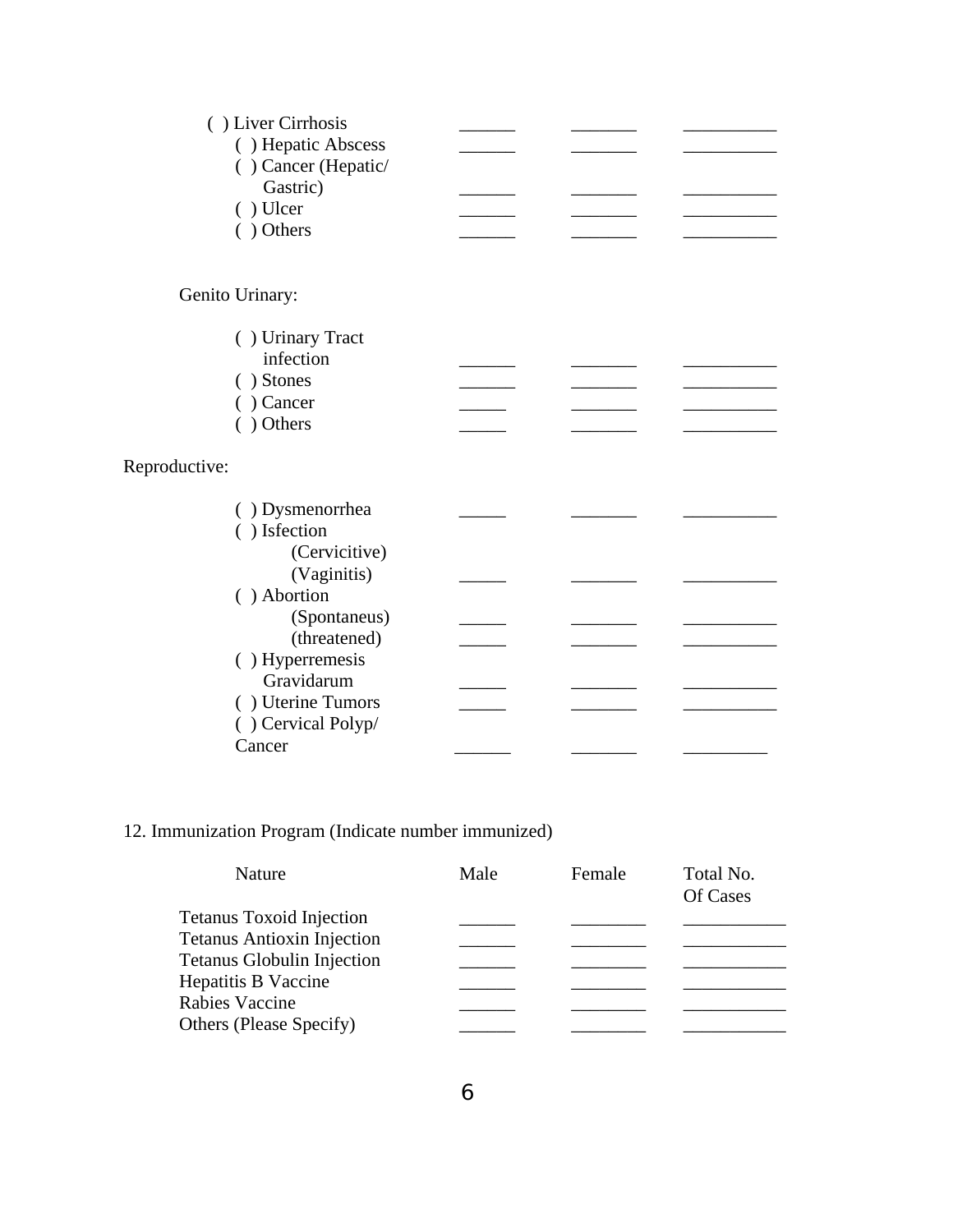| | | | |
|---|---|---|---|
| ( ) Liver Cirrhosis | ______ | _______ | __________ |
| ( ) Hepatic Abscess | ______ | _______ | __________ |
| ( ) Cancer (Hepatic/ Gastric) | ______ | _______ | __________ |
| ( ) Ulcer | ______ | _______ | __________ |
| ( ) Others | ______ | _______ | __________ |

Genito Urinary:

| | | | |
|---|---|---|---|
| ( ) Urinary Tract infection | ______ | _______ | __________ |
| ( ) Stones | ______ | _______ | __________ |
| ( ) Cancer | _____ | _______ | __________ |
| ( ) Others | _____ | _______ | __________ |

Reproductive:

| | | | |
|---|---|---|---|
| ( ) Dysmenorrhea | _____ | _______ | __________ |
| ( ) Isfection (Cervicitive) (Vaginitis) | _____ | _______ | __________ |
| ( ) Abortion (Spontaneus) | _____ | _______ | __________ |
| (threatened) | _____ | _______ | __________ |
| ( ) Hyperremesis Gravidarum | _____ | _______ | __________ |
| ( ) Uterine Tumors | _____ | _______ | __________ |
| ( ) Cervical Polyp/ Cancer | ______ | _______ | _________ |

12. Immunization Program (Indicate number immunized)

| Nature | Male | Female | Total No. Of Cases |
|---|---|---|---|
| Tetanus Toxoid Injection | ______ | ________ | ___________ |
| Tetanus Antioxin Injection | ______ | ________ | ___________ |
| Tetanus Globulin Injection | ______ | ________ | ___________ |
| Hepatitis B Vaccine | ______ | ________ | ___________ |
| Rabies Vaccine | ______ | ________ | ___________ |
| Others (Please Specify) | ______ | ________ | ___________ |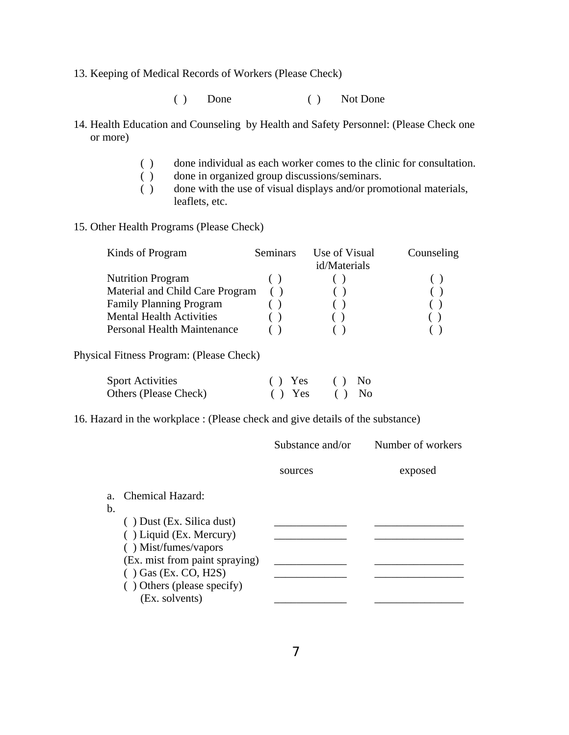13. Keeping of Medical Records of Workers (Please Check)

( ) Done ( ) Not Done

14. Health Education and Counseling by Health and Safety Personnel: (Please Check one or more)

- ( ) done individual as each worker comes to the clinic for consultation.
- ( ) done in organized group discussions/seminars.
- ( ) done with the use of visual displays and/or promotional materials, leaflets, etc.

15. Other Health Programs (Please Check)

| Kinds of Program | Seminars | Use of Visual id/Materials | Counseling |
|---|---|---|---|
| Nutrition Program | ( ) | ( ) | ( ) |
| Material and Child Care Program | ( ) | ( ) | ( ) |
| Family Planning Program | ( ) | ( ) | ( ) |
| Mental Health Activities | ( ) | ( ) | ( ) |
| Personal Health Maintenance | ( ) | ( ) | ( ) |

Physical Fitness Program: (Please Check)

| | | |
|---|---|---|
| Sport Activities | ( ) Yes | ( ) No |
| Others (Please Check) | ( ) Yes | ( ) No |

16. Hazard in the workplace : (Please check and give details of the substance)

| | Substance and/or sources | Number of workers exposed |
|---|---|---|
| a. Chemical Hazard: | | |
| b. | | |
| ( ) Dust (Ex. Silica dust) | _____________ | ________________ |
| ( ) Liquid (Ex. Mercury) | _____________ | ________________ |
| ( ) Mist/fumes/vapors (Ex. mist from paint spraying) | _____________ | ________________ |
| ( ) Gas (Ex. CO, $H_2S$) | _____________ | ________________ |
| ( ) Others (please specify) (Ex. solvents) | _____________ | ________________ |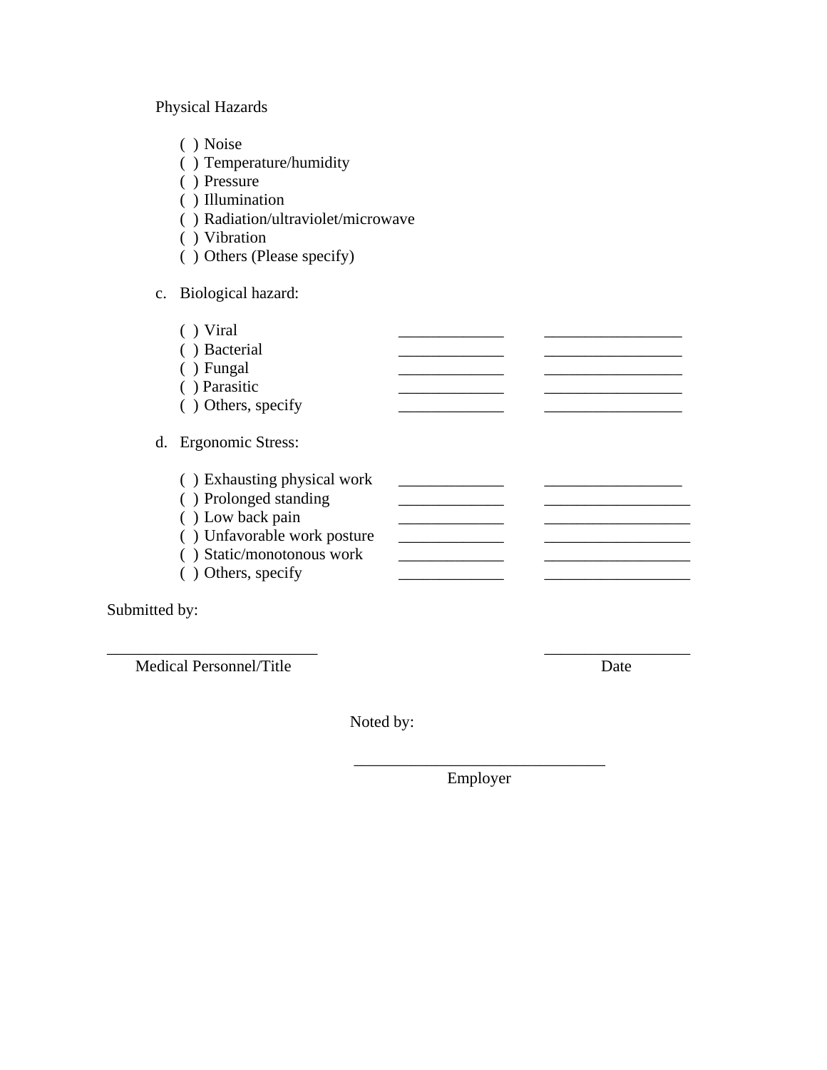Physical Hazards

( ) Noise
( ) Temperature/humidity
( ) Pressure
( ) Illumination
( ) Radiation/ultraviolet/microwave
( ) Vibration
( ) Others (Please specify)

c. Biological hazard:

| | | |
|---|---|---|
| ( ) Viral | _____________ | _________________ |
| ( ) Bacterial | _____________ | _________________ |
| ( ) Fungal | _____________ | _________________ |
| ( ) Parasitic | _____________ | _________________ |
| ( ) Others, specify | _____________ | _________________ |

d. Ergonomic Stress:

| | | |
|---|---|---|
| ( ) Exhausting physical work | _____________ | _________________ |
| ( ) Prolonged standing | _____________ | __________________ |
| ( ) Low back pain | _____________ | __________________ |
| ( ) Unfavorable work posture | _____________ | __________________ |
| ( ) Static/monotonous work | _____________ | __________________ |
| ( ) Others, specify | _____________ | __________________ |

Submitted by:

__________________________ Medical Personnel/Title

__________________ Date

Noted by:

_______________________________ Employer